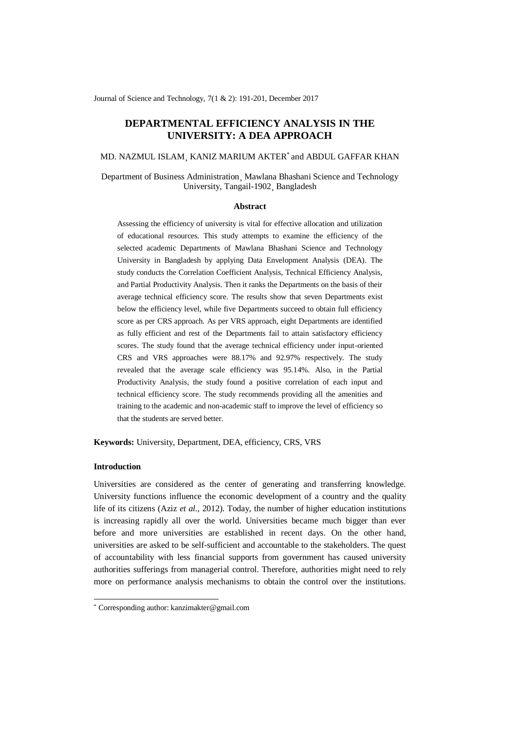# DEPARTMENTAL EFFICIENCY ANALYSIS IN THE UNIVERSITY: A DEA APPROACH

MD. NAZMUL ISLAM¸ KANIZ MARIUM AKTER* and ABDUL GAFFAR KHAN

Department of Business Administration¸ Mawlana Bhashani Science and Technology University, Tangail-1902¸ Bangladesh

## Abstract

Assessing the efficiency of university is vital for effective allocation and utilization of educational resources. This study attempts to examine the efficiency of the selected academic Departments of Mawlana Bhashani Science and Technology University in Bangladesh by applying Data Envelopment Analysis (DEA). The study conducts the Correlation Coefficient Analysis, Technical Efficiency Analysis, and Partial Productivity Analysis. Then it ranks the Departments on the basis of their average technical efficiency score. The results show that seven Departments exist below the efficiency level, while five Departments succeed to obtain full efficiency score as per CRS approach. As per VRS approach, eight Departments are identified as fully efficient and rest of the Departments fail to attain satisfactory efficiency scores. The study found that the average technical efficiency under input-oriented CRS and VRS approaches were 88.17% and 92.97% respectively. The study revealed that the average scale efficiency was 95.14%. Also, in the Partial Productivity Analysis, the study found a positive correlation of each input and technical efficiency score. The study recommends providing all the amenities and training to the academic and non-academic staff to improve the level of efficiency so that the students are served better.

**Keywords:** University, Department, DEA, efficiency, CRS, VRS

## Introduction

Universities are considered as the center of generating and transferring knowledge. University functions influence the economic development of a country and the quality life of its citizens (Aziz *et al.*, 2012). Today, the number of higher education institutions is increasing rapidly all over the world. Universities became much bigger than ever before and more universities are established in recent days. On the other hand, universities are asked to be self-sufficient and accountable to the stakeholders. The quest of accountability with less financial supports from government has caused university authorities sufferings from managerial control. Therefore, authorities might need to rely more on performance analysis mechanisms to obtain the control over the institutions.

---

* Corresponding author: kanzimakter@gmail.com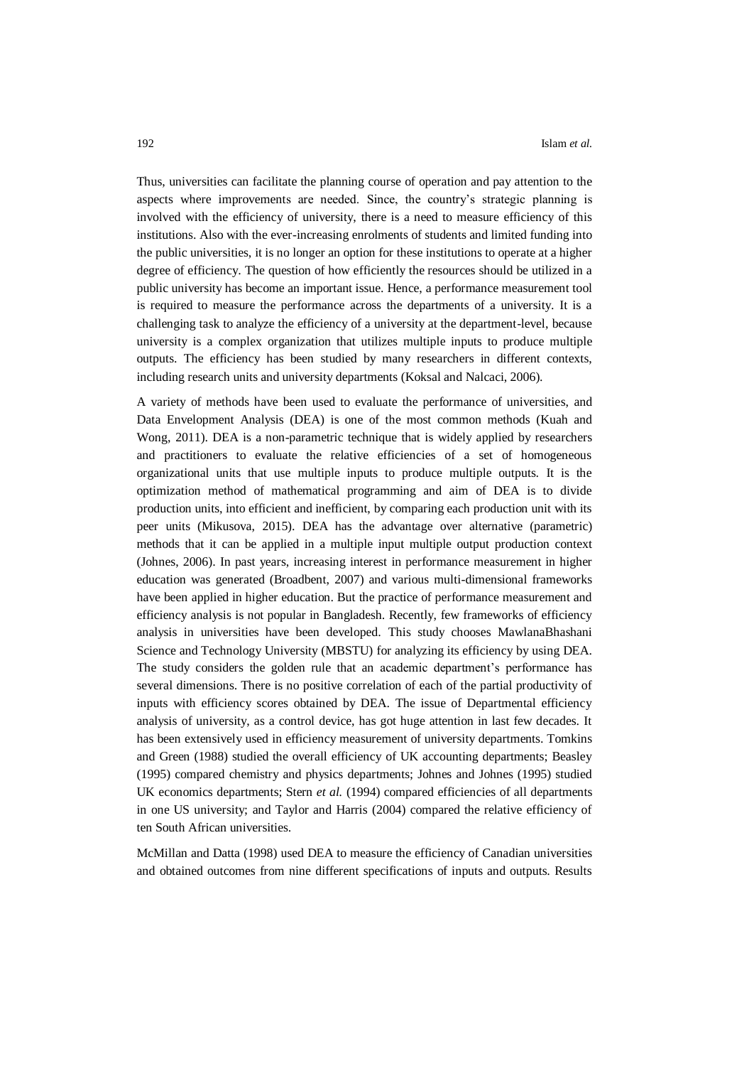Thus, universities can facilitate the planning course of operation and pay attention to the aspects where improvements are needed. Since, the country's strategic planning is involved with the efficiency of university, there is a need to measure efficiency of this institutions. Also with the ever-increasing enrolments of students and limited funding into the public universities, it is no longer an option for these institutions to operate at a higher degree of efficiency. The question of how efficiently the resources should be utilized in a public university has become an important issue. Hence, a performance measurement tool is required to measure the performance across the departments of a university. It is a challenging task to analyze the efficiency of a university at the department-level, because university is a complex organization that utilizes multiple inputs to produce multiple outputs. The efficiency has been studied by many researchers in different contexts, including research units and university departments (Koksal and Nalcaci, 2006).

A variety of methods have been used to evaluate the performance of universities, and Data Envelopment Analysis (DEA) is one of the most common methods (Kuah and Wong, 2011). DEA is a non-parametric technique that is widely applied by researchers and practitioners to evaluate the relative efficiencies of a set of homogeneous organizational units that use multiple inputs to produce multiple outputs. It is the optimization method of mathematical programming and aim of DEA is to divide production units, into efficient and inefficient, by comparing each production unit with its peer units (Mikusova, 2015). DEA has the advantage over alternative (parametric) methods that it can be applied in a multiple input multiple output production context (Johnes, 2006). In past years, increasing interest in performance measurement in higher education was generated (Broadbent, 2007) and various multi-dimensional frameworks have been applied in higher education. But the practice of performance measurement and efficiency analysis is not popular in Bangladesh. Recently, few frameworks of efficiency analysis in universities have been developed. This study chooses MawlanaBhashani Science and Technology University (MBSTU) for analyzing its efficiency by using DEA. The study considers the golden rule that an academic department's performance has several dimensions. There is no positive correlation of each of the partial productivity of inputs with efficiency scores obtained by DEA. The issue of Departmental efficiency analysis of university, as a control device, has got huge attention in last few decades. It has been extensively used in efficiency measurement of university departments. Tomkins and Green (1988) studied the overall efficiency of UK accounting departments; Beasley (1995) compared chemistry and physics departments; Johnes and Johnes (1995) studied UK economics departments; Stern *et al.* (1994) compared efficiencies of all departments in one US university; and Taylor and Harris (2004) compared the relative efficiency of ten South African universities.

McMillan and Datta (1998) used DEA to measure the efficiency of Canadian universities and obtained outcomes from nine different specifications of inputs and outputs. Results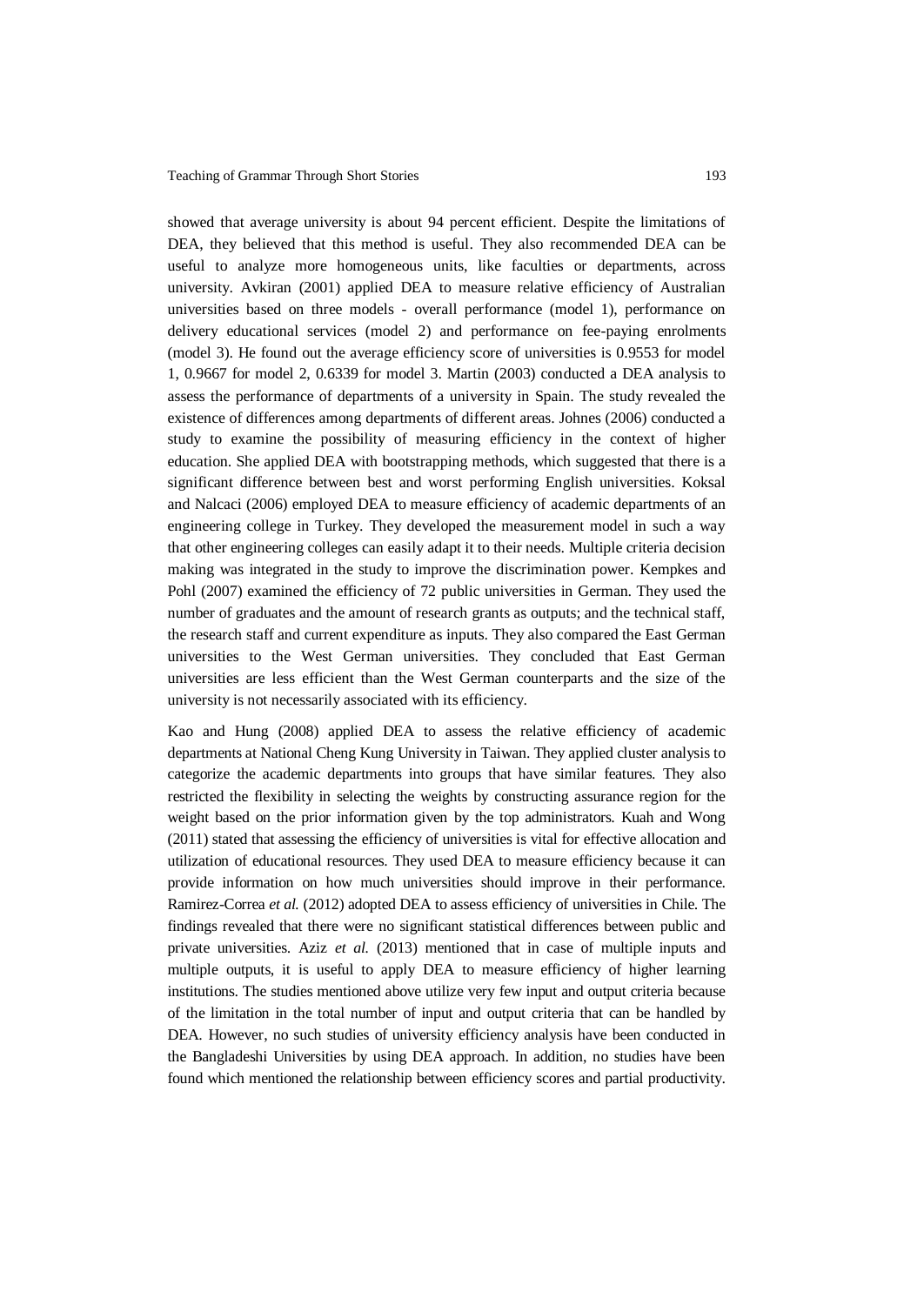showed that average university is about 94 percent efficient. Despite the limitations of DEA, they believed that this method is useful. They also recommended DEA can be useful to analyze more homogeneous units, like faculties or departments, across university. Avkiran (2001) applied DEA to measure relative efficiency of Australian universities based on three models - overall performance (model 1), performance on delivery educational services (model 2) and performance on fee-paying enrolments (model 3). He found out the average efficiency score of universities is 0.9553 for model 1, 0.9667 for model 2, 0.6339 for model 3. Martin (2003) conducted a DEA analysis to assess the performance of departments of a university in Spain. The study revealed the existence of differences among departments of different areas. Johnes (2006) conducted a study to examine the possibility of measuring efficiency in the context of higher education. She applied DEA with bootstrapping methods, which suggested that there is a significant difference between best and worst performing English universities. Koksal and Nalcaci (2006) employed DEA to measure efficiency of academic departments of an engineering college in Turkey. They developed the measurement model in such a way that other engineering colleges can easily adapt it to their needs. Multiple criteria decision making was integrated in the study to improve the discrimination power. Kempkes and Pohl (2007) examined the efficiency of 72 public universities in German. They used the number of graduates and the amount of research grants as outputs; and the technical staff, the research staff and current expenditure as inputs. They also compared the East German universities to the West German universities. They concluded that East German universities are less efficient than the West German counterparts and the size of the university is not necessarily associated with its efficiency.

Kao and Hung (2008) applied DEA to assess the relative efficiency of academic departments at National Cheng Kung University in Taiwan. They applied cluster analysis to categorize the academic departments into groups that have similar features. They also restricted the flexibility in selecting the weights by constructing assurance region for the weight based on the prior information given by the top administrators. Kuah and Wong (2011) stated that assessing the efficiency of universities is vital for effective allocation and utilization of educational resources. They used DEA to measure efficiency because it can provide information on how much universities should improve in their performance. Ramirez-Correa *et al.* (2012) adopted DEA to assess efficiency of universities in Chile. The findings revealed that there were no significant statistical differences between public and private universities. Aziz *et al.* (2013) mentioned that in case of multiple inputs and multiple outputs, it is useful to apply DEA to measure efficiency of higher learning institutions. The studies mentioned above utilize very few input and output criteria because of the limitation in the total number of input and output criteria that can be handled by DEA. However, no such studies of university efficiency analysis have been conducted in the Bangladeshi Universities by using DEA approach. In addition, no studies have been found which mentioned the relationship between efficiency scores and partial productivity.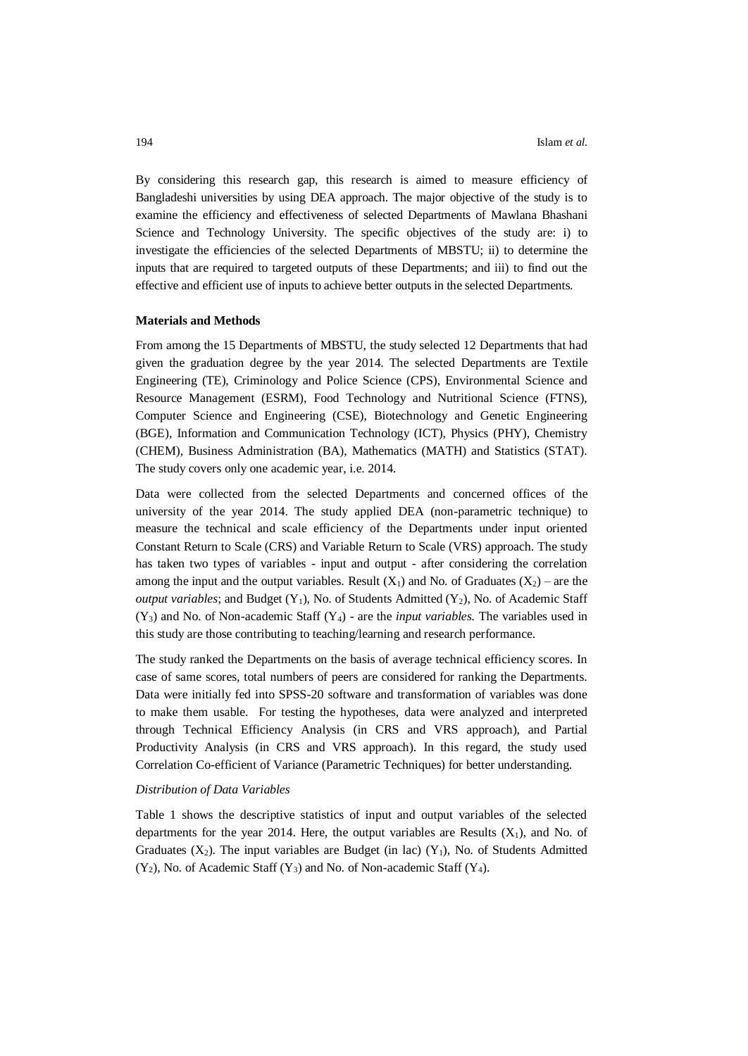By considering this research gap, this research is aimed to measure efficiency of Bangladeshi universities by using DEA approach. The major objective of the study is to examine the efficiency and effectiveness of selected Departments of Mawlana Bhashani Science and Technology University. The specific objectives of the study are: i) to investigate the efficiencies of the selected Departments of MBSTU; ii) to determine the inputs that are required to targeted outputs of these Departments; and iii) to find out the effective and efficient use of inputs to achieve better outputs in the selected Departments.

**Materials and Methods**

From among the 15 Departments of MBSTU, the study selected 12 Departments that had given the graduation degree by the year 2014. The selected Departments are Textile Engineering (TE), Criminology and Police Science (CPS), Environmental Science and Resource Management (ESRM), Food Technology and Nutritional Science (FTNS), Computer Science and Engineering (CSE), Biotechnology and Genetic Engineering (BGE), Information and Communication Technology (ICT), Physics (PHY), Chemistry (CHEM), Business Administration (BA), Mathematics (MATH) and Statistics (STAT). The study covers only one academic year, i.e. 2014.

Data were collected from the selected Departments and concerned offices of the university of the year 2014. The study applied DEA (non-parametric technique) to measure the technical and scale efficiency of the Departments under input oriented Constant Return to Scale (CRS) and Variable Return to Scale (VRS) approach. The study has taken two types of variables - input and output - after considering the correlation among the input and the output variables. Result ($X_1$) and No. of Graduates ($X_2$) – are the *output variables*; and Budget ($Y_1$), No. of Students Admitted ($Y_2$), No. of Academic Staff ($Y_3$) and No. of Non-academic Staff ($Y_4$) - are the *input variables.* The variables used in this study are those contributing to teaching/learning and research performance.

The study ranked the Departments on the basis of average technical efficiency scores. In case of same scores, total numbers of peers are considered for ranking the Departments. Data were initially fed into SPSS-20 software and transformation of variables was done to make them usable. For testing the hypotheses, data were analyzed and interpreted through Technical Efficiency Analysis (in CRS and VRS approach), and Partial Productivity Analysis (in CRS and VRS approach). In this regard, the study used Correlation Co-efficient of Variance (Parametric Techniques) for better understanding.

*Distribution of Data Variables*

Table 1 shows the descriptive statistics of input and output variables of the selected departments for the year 2014. Here, the output variables are Results ($X_1$), and No. of Graduates ($X_2$). The input variables are Budget (in lac) ($Y_1$), No. of Students Admitted ($Y_2$), No. of Academic Staff ($Y_3$) and No. of Non-academic Staff ($Y_4$).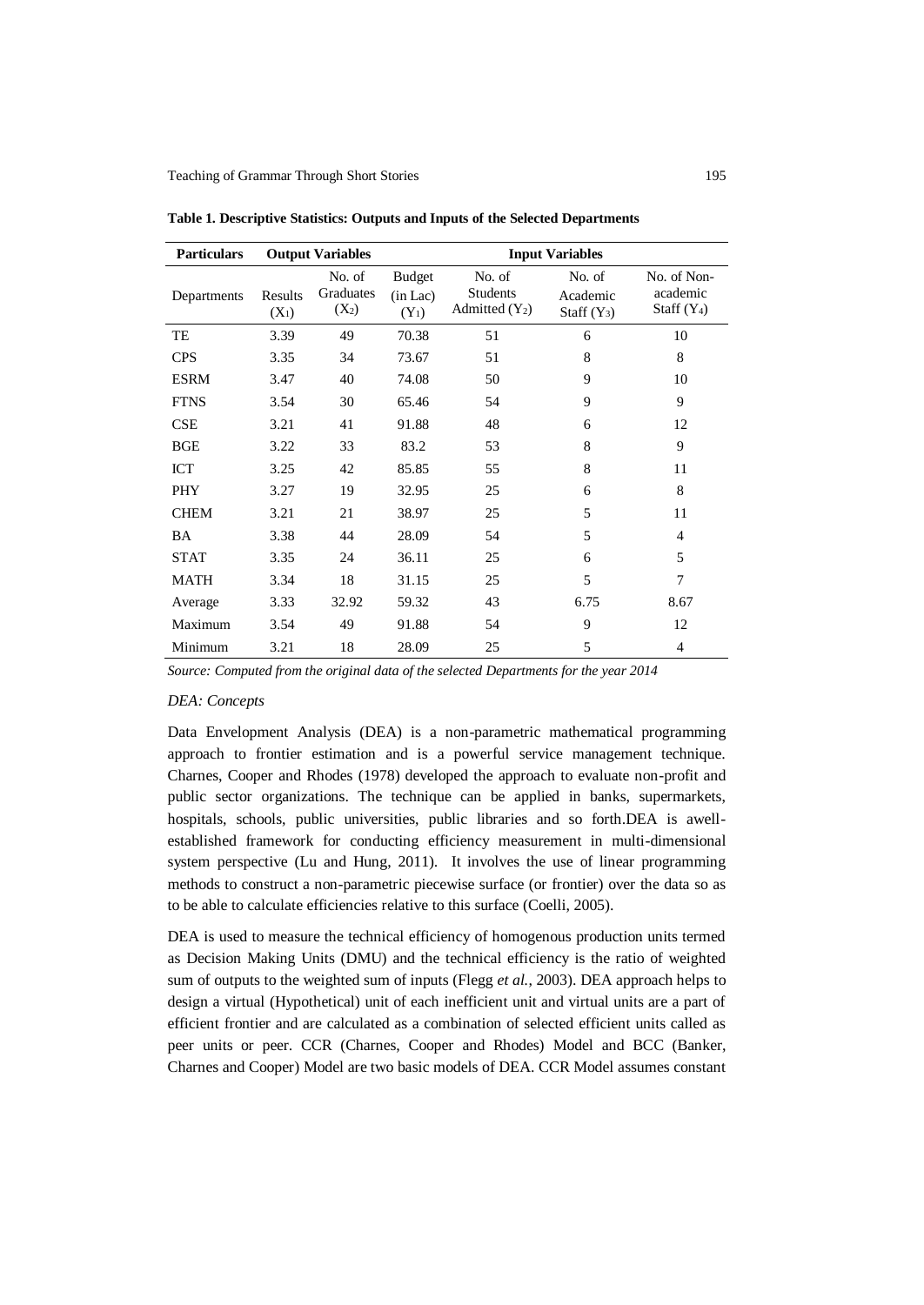**Table 1. Descriptive Statistics: Outputs and Inputs of the Selected Departments**

| Particulars | Output Variables | | Input Variables | | | |
|---|---|---|---|---|---|---|
| Departments | Results ($X_1$) | No. of Graduates ($X_2$) | Budget (in Lac) ($Y_1$) | No. of Students Admitted ($Y_2$) | No. of Academic Staff ($Y_3$) | No. of Non-academic Staff ($Y_4$) |
| TE | 3.39 | 49 | 70.38 | 51 | 6 | 10 |
| CPS | 3.35 | 34 | 73.67 | 51 | 8 | 8 |
| ESRM | 3.47 | 40 | 74.08 | 50 | 9 | 10 |
| FTNS | 3.54 | 30 | 65.46 | 54 | 9 | 9 |
| CSE | 3.21 | 41 | 91.88 | 48 | 6 | 12 |
| BGE | 3.22 | 33 | 83.2 | 53 | 8 | 9 |
| ICT | 3.25 | 42 | 85.85 | 55 | 8 | 11 |
| PHY | 3.27 | 19 | 32.95 | 25 | 6 | 8 |
| CHEM | 3.21 | 21 | 38.97 | 25 | 5 | 11 |
| BA | 3.38 | 44 | 28.09 | 54 | 5 | 4 |
| STAT | 3.35 | 24 | 36.11 | 25 | 6 | 5 |
| MATH | 3.34 | 18 | 31.15 | 25 | 5 | 7 |
| Average | 3.33 | 32.92 | 59.32 | 43 | 6.75 | 8.67 |
| Maximum | 3.54 | 49 | 91.88 | 54 | 9 | 12 |
| Minimum | 3.21 | 18 | 28.09 | 25 | 5 | 4 |

*Source: Computed from the original data of the selected Departments for the year 2014*

*DEA: Concepts*

Data Envelopment Analysis (DEA) is a non-parametric mathematical programming approach to frontier estimation and is a powerful service management technique. Charnes, Cooper and Rhodes (1978) developed the approach to evaluate non-profit and public sector organizations. The technique can be applied in banks, supermarkets, hospitals, schools, public universities, public libraries and so forth.DEA is awell-established framework for conducting efficiency measurement in multi-dimensional system perspective (Lu and Hung, 2011). It involves the use of linear programming methods to construct a non-parametric piecewise surface (or frontier) over the data so as to be able to calculate efficiencies relative to this surface (Coelli, 2005).

DEA is used to measure the technical efficiency of homogenous production units termed as Decision Making Units (DMU) and the technical efficiency is the ratio of weighted sum of outputs to the weighted sum of inputs (Flegg *et al.*, 2003). DEA approach helps to design a virtual (Hypothetical) unit of each inefficient unit and virtual units are a part of efficient frontier and are calculated as a combination of selected efficient units called as peer units or peer. CCR (Charnes, Cooper and Rhodes) Model and BCC (Banker, Charnes and Cooper) Model are two basic models of DEA. CCR Model assumes constant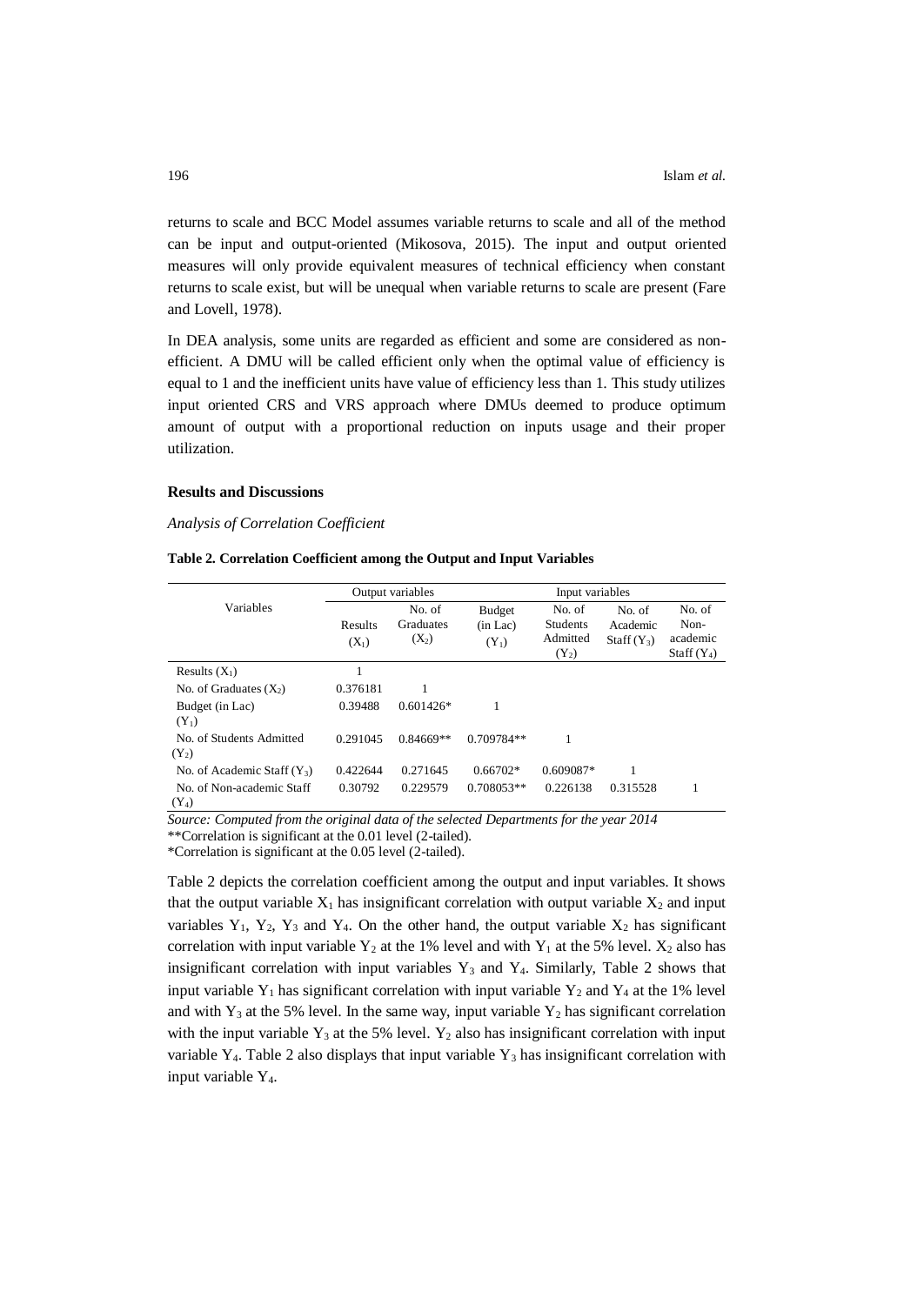returns to scale and BCC Model assumes variable returns to scale and all of the method can be input and output-oriented (Mikosova, 2015). The input and output oriented measures will only provide equivalent measures of technical efficiency when constant returns to scale exist, but will be unequal when variable returns to scale are present (Fare and Lovell, 1978).

In DEA analysis, some units are regarded as efficient and some are considered as non-efficient. A DMU will be called efficient only when the optimal value of efficiency is equal to 1 and the inefficient units have value of efficiency less than 1. This study utilizes input oriented CRS and VRS approach where DMUs deemed to produce optimum amount of output with a proportional reduction on inputs usage and their proper utilization.

**Results and Discussions**

*Analysis of Correlation Coefficient*

**Table 2. Correlation Coefficient among the Output and Input Variables**

| Variables | Output variables | | Input variables | | | |
|---|---|---|---|---|---|---|
| | Results ($X_1$) | No. of Graduates ($X_2$) | Budget (in Lac) ($Y_1$) | No. of Students Admitted ($Y_2$) | No. of Academic Staff ($Y_3$) | No. of Non-academic Staff ($Y_4$) |
| Results ($X_1$) | 1 | | | | | |
| No. of Graduates ($X_2$) | 0.376181 | 1 | | | | |
| Budget (in Lac) ($Y_1$) | 0.39488 | 0.601426* | 1 | | | |
| No. of Students Admitted ($Y_2$) | 0.291045 | 0.84669** | 0.709784** | 1 | | |
| No. of Academic Staff ($Y_3$) | 0.422644 | 0.271645 | 0.66702* | 0.609087* | 1 | |
| No. of Non-academic Staff ($Y_4$) | 0.30792 | 0.229579 | 0.708053** | 0.226138 | 0.315528 | 1 |

*Source: Computed from the original data of the selected Departments for the year 2014*
**Correlation is significant at the 0.01 level (2-tailed).
*Correlation is significant at the 0.05 level (2-tailed).

Table 2 depicts the correlation coefficient among the output and input variables. It shows that the output variable $X_1$ has insignificant correlation with output variable $X_2$ and input variables $Y_1$, $Y_2$, $Y_3$ and $Y_4$. On the other hand, the output variable $X_2$ has significant correlation with input variable $Y_2$ at the 1% level and with $Y_1$ at the 5% level. $X_2$ also has insignificant correlation with input variables $Y_3$ and $Y_4$. Similarly, Table 2 shows that input variable $Y_1$ has significant correlation with input variable $Y_2$ and $Y_4$ at the 1% level and with $Y_3$ at the 5% level. In the same way, input variable $Y_2$ has significant correlation with the input variable $Y_3$ at the 5% level. $Y_2$ also has insignificant correlation with input variable $Y_4$. Table 2 also displays that input variable $Y_3$ has insignificant correlation with input variable $Y_4$.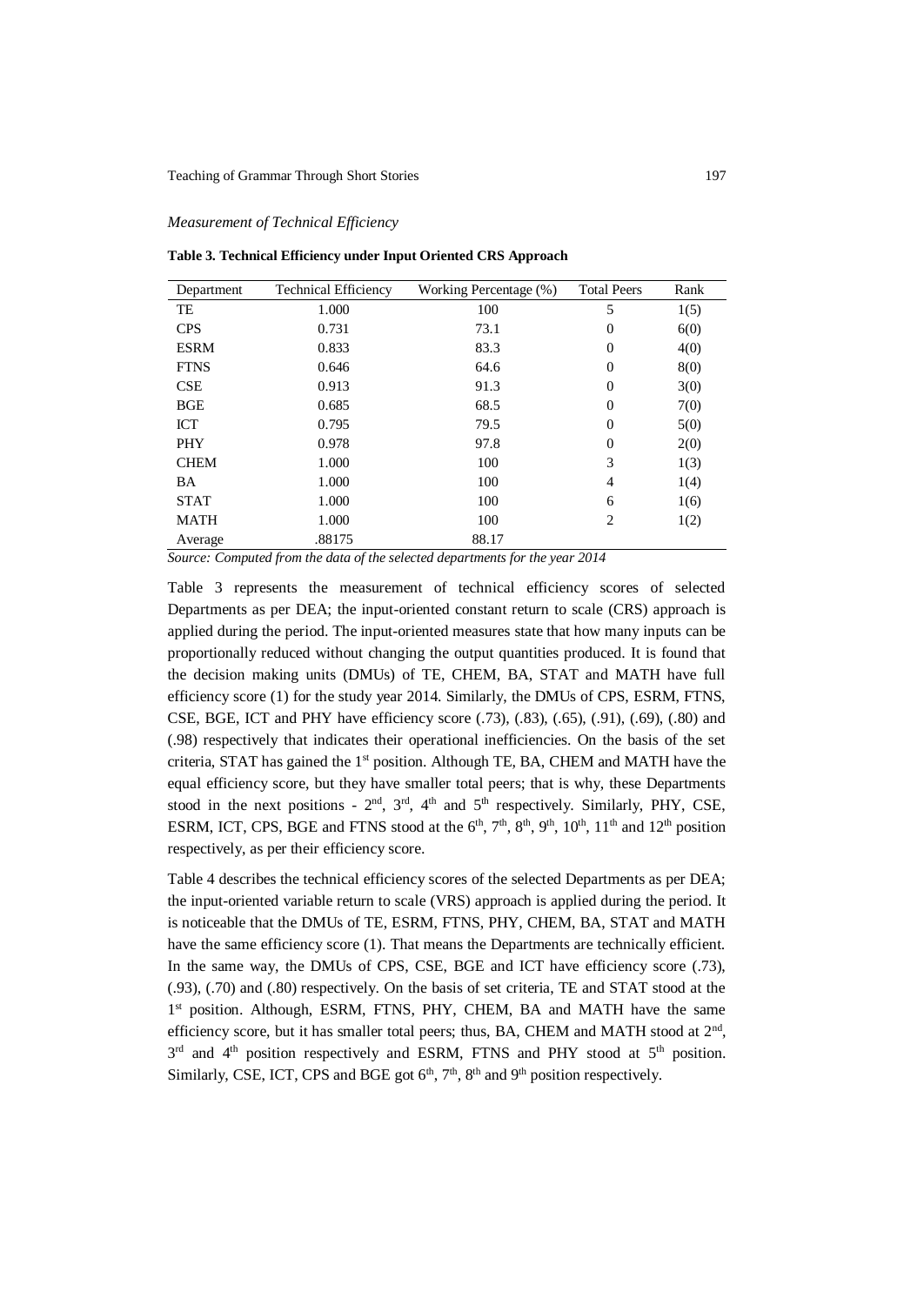*Measurement of Technical Efficiency*

**Table 3. Technical Efficiency under Input Oriented CRS Approach**

| Department | Technical Efficiency | Working Percentage (%) | Total Peers | Rank |
|---|---|---|---|---|
| TE | 1.000 | 100 | 5 | 1(5) |
| CPS | 0.731 | 73.1 | 0 | 6(0) |
| ESRM | 0.833 | 83.3 | 0 | 4(0) |
| FTNS | 0.646 | 64.6 | 0 | 8(0) |
| CSE | 0.913 | 91.3 | 0 | 3(0) |
| BGE | 0.685 | 68.5 | 0 | 7(0) |
| ICT | 0.795 | 79.5 | 0 | 5(0) |
| PHY | 0.978 | 97.8 | 0 | 2(0) |
| CHEM | 1.000 | 100 | 3 | 1(3) |
| BA | 1.000 | 100 | 4 | 1(4) |
| STAT | 1.000 | 100 | 6 | 1(6) |
| MATH | 1.000 | 100 | 2 | 1(2) |
| Average | .88175 | 88.17 | | |

*Source: Computed from the data of the selected departments for the year 2014*

Table 3 represents the measurement of technical efficiency scores of selected Departments as per DEA; the input-oriented constant return to scale (CRS) approach is applied during the period. The input-oriented measures state that how many inputs can be proportionally reduced without changing the output quantities produced. It is found that the decision making units (DMUs) of TE, CHEM, BA, STAT and MATH have full efficiency score (1) for the study year 2014. Similarly, the DMUs of CPS, ESRM, FTNS, CSE, BGE, ICT and PHY have efficiency score (.73), (.83), (.65), (.91), (.69), (.80) and (.98) respectively that indicates their operational inefficiencies. On the basis of the set criteria, STAT has gained the 1st position. Although TE, BA, CHEM and MATH have the equal efficiency score, but they have smaller total peers; that is why, these Departments stood in the next positions - 2nd, 3rd, 4th and 5th respectively. Similarly, PHY, CSE, ESRM, ICT, CPS, BGE and FTNS stood at the 6th, 7th, 8th, 9th, 10th, 11th and 12th position respectively, as per their efficiency score.

Table 4 describes the technical efficiency scores of the selected Departments as per DEA; the input-oriented variable return to scale (VRS) approach is applied during the period. It is noticeable that the DMUs of TE, ESRM, FTNS, PHY, CHEM, BA, STAT and MATH have the same efficiency score (1). That means the Departments are technically efficient. In the same way, the DMUs of CPS, CSE, BGE and ICT have efficiency score (.73), (.93), (.70) and (.80) respectively. On the basis of set criteria, TE and STAT stood at the 1st position. Although, ESRM, FTNS, PHY, CHEM, BA and MATH have the same efficiency score, but it has smaller total peers; thus, BA, CHEM and MATH stood at 2nd, 3rd and 4th position respectively and ESRM, FTNS and PHY stood at 5th position. Similarly, CSE, ICT, CPS and BGE got 6th, 7th, 8th and 9th position respectively.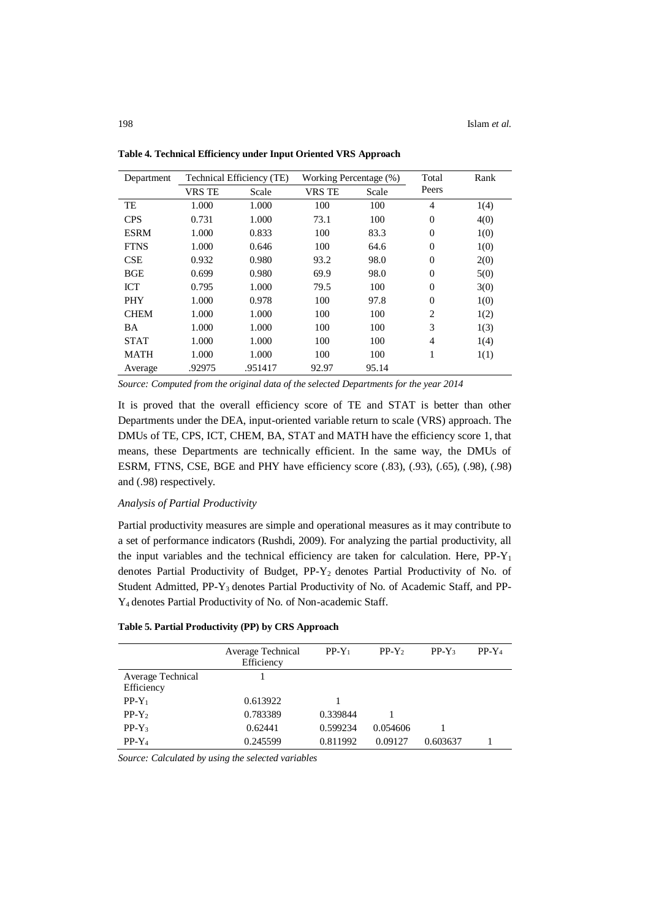**Table 4. Technical Efficiency under Input Oriented VRS Approach**

| Department | Technical Efficiency (TE) | | Working Percentage (%) | | Total Peers | Rank |
|---|---|---|---|---|---|---|
| | VRS TE | Scale | VRS TE | Scale | | |
| TE | 1.000 | 1.000 | 100 | 100 | 4 | 1(4) |
| CPS | 0.731 | 1.000 | 73.1 | 100 | 0 | 4(0) |
| ESRM | 1.000 | 0.833 | 100 | 83.3 | 0 | 1(0) |
| FTNS | 1.000 | 0.646 | 100 | 64.6 | 0 | 1(0) |
| CSE | 0.932 | 0.980 | 93.2 | 98.0 | 0 | 2(0) |
| BGE | 0.699 | 0.980 | 69.9 | 98.0 | 0 | 5(0) |
| ICT | 0.795 | 1.000 | 79.5 | 100 | 0 | 3(0) |
| PHY | 1.000 | 0.978 | 100 | 97.8 | 0 | 1(0) |
| CHEM | 1.000 | 1.000 | 100 | 100 | 2 | 1(2) |
| BA | 1.000 | 1.000 | 100 | 100 | 3 | 1(3) |
| STAT | 1.000 | 1.000 | 100 | 100 | 4 | 1(4) |
| MATH | 1.000 | 1.000 | 100 | 100 | 1 | 1(1) |
| Average | .92975 | .951417 | 92.97 | 95.14 | | |

*Source: Computed from the original data of the selected Departments for the year 2014*

It is proved that the overall efficiency score of TE and STAT is better than other Departments under the DEA, input-oriented variable return to scale (VRS) approach. The DMUs of TE, CPS, ICT, CHEM, BA, STAT and MATH have the efficiency score 1, that means, these Departments are technically efficient. In the same way, the DMUs of ESRM, FTNS, CSE, BGE and PHY have efficiency score (.83), (.93), (.65), (.98), (.98) and (.98) respectively.

*Analysis of Partial Productivity*

Partial productivity measures are simple and operational measures as it may contribute to a set of performance indicators (Rushdi, 2009). For analyzing the partial productivity, all the input variables and the technical efficiency are taken for calculation. Here, PP-$Y_1$ denotes Partial Productivity of Budget, PP-$Y_2$ denotes Partial Productivity of No. of Student Admitted, PP-$Y_3$ denotes Partial Productivity of No. of Academic Staff, and PP-$Y_4$ denotes Partial Productivity of No. of Non-academic Staff.

**Table 5. Partial Productivity (PP) by CRS Approach**

| | Average Technical Efficiency | PP-$Y_1$ | PP-$Y_2$ | PP-$Y_3$ | PP-$Y_4$ |
|---|---|---|---|---|---|
| Average Technical Efficiency | 1 | | | | |
| PP-$Y_1$ | 0.613922 | 1 | | | |
| PP-$Y_2$ | 0.783389 | 0.339844 | 1 | | |
| PP-$Y_3$ | 0.62441 | 0.599234 | 0.054606 | 1 | |
| PP-$Y_4$ | 0.245599 | 0.811992 | 0.09127 | 0.603637 | 1 |

*Source: Calculated by using the selected variables*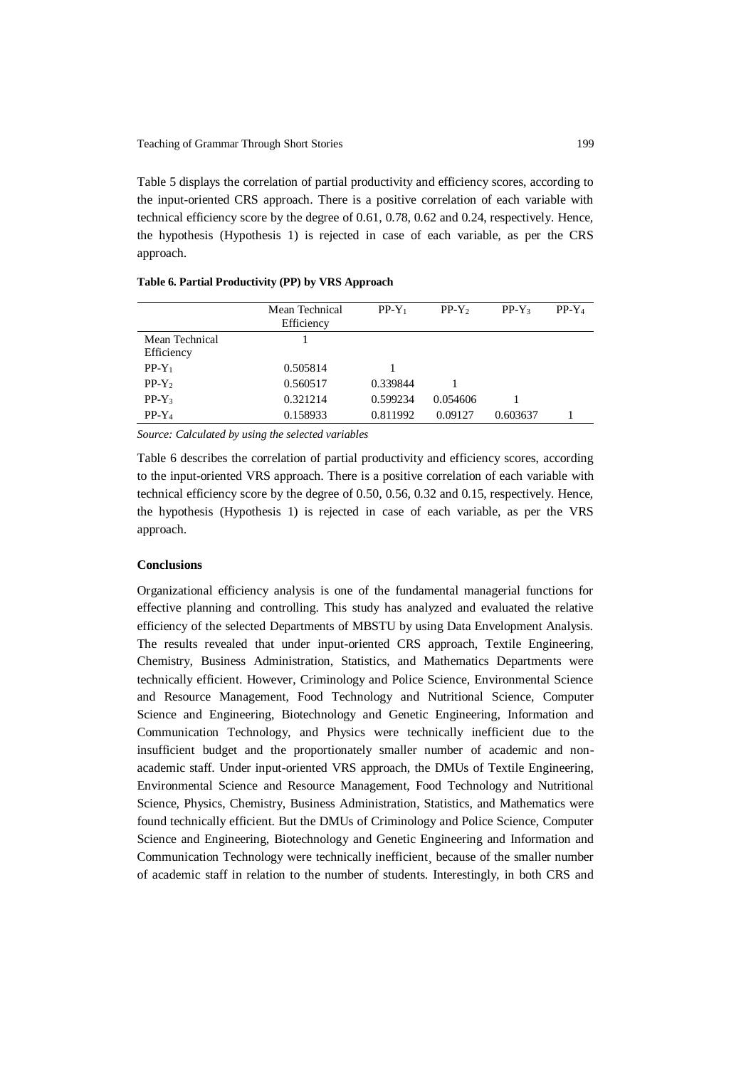Table 5 displays the correlation of partial productivity and efficiency scores, according to the input-oriented CRS approach. There is a positive correlation of each variable with technical efficiency score by the degree of 0.61, 0.78, 0.62 and 0.24, respectively. Hence, the hypothesis (Hypothesis 1) is rejected in case of each variable, as per the CRS approach.

**Table 6. Partial Productivity (PP) by VRS Approach**

| | Mean Technical Efficiency | $PP\text{-}Y_1$ | $PP\text{-}Y_2$ | $PP\text{-}Y_3$ | $PP\text{-}Y_4$ |
|---|---|---|---|---|---|
| Mean Technical Efficiency | 1 | | | | |
| $PP\text{-}Y_1$ | 0.505814 | 1 | | | |
| $PP\text{-}Y_2$ | 0.560517 | 0.339844 | 1 | | |
| $PP\text{-}Y_3$ | 0.321214 | 0.599234 | 0.054606 | 1 | |
| $PP\text{-}Y_4$ | 0.158933 | 0.811992 | 0.09127 | 0.603637 | 1 |

*Source: Calculated by using the selected variables*

Table 6 describes the correlation of partial productivity and efficiency scores, according to the input-oriented VRS approach. There is a positive correlation of each variable with technical efficiency score by the degree of 0.50, 0.56, 0.32 and 0.15, respectively. Hence, the hypothesis (Hypothesis 1) is rejected in case of each variable, as per the VRS approach.

**Conclusions**

Organizational efficiency analysis is one of the fundamental managerial functions for effective planning and controlling. This study has analyzed and evaluated the relative efficiency of the selected Departments of MBSTU by using Data Envelopment Analysis. The results revealed that under input-oriented CRS approach, Textile Engineering, Chemistry, Business Administration, Statistics, and Mathematics Departments were technically efficient. However, Criminology and Police Science, Environmental Science and Resource Management, Food Technology and Nutritional Science, Computer Science and Engineering, Biotechnology and Genetic Engineering, Information and Communication Technology, and Physics were technically inefficient due to the insufficient budget and the proportionately smaller number of academic and non-academic staff. Under input-oriented VRS approach, the DMUs of Textile Engineering, Environmental Science and Resource Management, Food Technology and Nutritional Science, Physics, Chemistry, Business Administration, Statistics, and Mathematics were found technically efficient. But the DMUs of Criminology and Police Science, Computer Science and Engineering, Biotechnology and Genetic Engineering and Information and Communication Technology were technically inefficient¸ because of the smaller number of academic staff in relation to the number of students. Interestingly, in both CRS and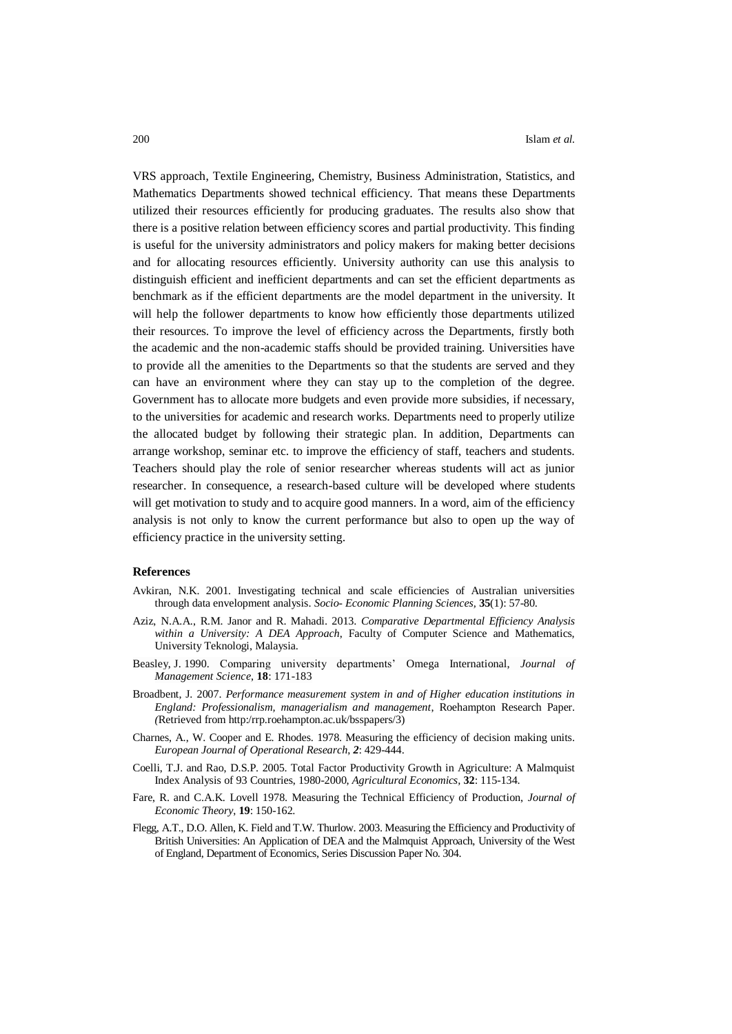VRS approach, Textile Engineering, Chemistry, Business Administration, Statistics, and Mathematics Departments showed technical efficiency. That means these Departments utilized their resources efficiently for producing graduates. The results also show that there is a positive relation between efficiency scores and partial productivity. This finding is useful for the university administrators and policy makers for making better decisions and for allocating resources efficiently. University authority can use this analysis to distinguish efficient and inefficient departments and can set the efficient departments as benchmark as if the efficient departments are the model department in the university. It will help the follower departments to know how efficiently those departments utilized their resources. To improve the level of efficiency across the Departments, firstly both the academic and the non-academic staffs should be provided training. Universities have to provide all the amenities to the Departments so that the students are served and they can have an environment where they can stay up to the completion of the degree. Government has to allocate more budgets and even provide more subsidies, if necessary, to the universities for academic and research works. Departments need to properly utilize the allocated budget by following their strategic plan. In addition, Departments can arrange workshop, seminar etc. to improve the efficiency of staff, teachers and students. Teachers should play the role of senior researcher whereas students will act as junior researcher. In consequence, a research-based culture will be developed where students will get motivation to study and to acquire good manners. In a word, aim of the efficiency analysis is not only to know the current performance but also to open up the way of efficiency practice in the university setting.

**References**

Avkiran, N.K. 2001. Investigating technical and scale efficiencies of Australian universities through data envelopment analysis. *Socio- Economic Planning Sciences*, **35**(1): 57-80.

Aziz, N.A.A., R.M. Janor and R. Mahadi. 2013. *Comparative Departmental Efficiency Analysis within a University: A DEA Approach*, Faculty of Computer Science and Mathematics, University Teknologi, Malaysia.

Beasley, J. 1990. Comparing university departments' Omega International, *Journal of Management Science*, **18**: 171-183

Broadbent, J. 2007. *Performance measurement system in and of Higher education institutions in England: Professionalism, managerialism and management*, Roehampton Research Paper. *(*Retrieved from http:/rrp.roehampton.ac.uk/bsspapers/3)

Charnes, A., W. Cooper and E. Rhodes. 1978. Measuring the efficiency of decision making units. *European Journal of Operational Research*, ***2***: 429-444.

Coelli, T.J. and Rao, D.S.P. 2005. Total Factor Productivity Growth in Agriculture: A Malmquist Index Analysis of 93 Countries, 1980-2000, *Agricultural Economics*, **32**: 115-134.

Fare, R. and C.A.K. Lovell 1978. Measuring the Technical Efficiency of Production, *Journal of Economic Theory*, **19**: 150-162.

Flegg, A.T., D.O. Allen, K. Field and T.W. Thurlow. 2003. Measuring the Efficiency and Productivity of British Universities: An Application of DEA and the Malmquist Approach, University of the West of England, Department of Economics, Series Discussion Paper No. 304.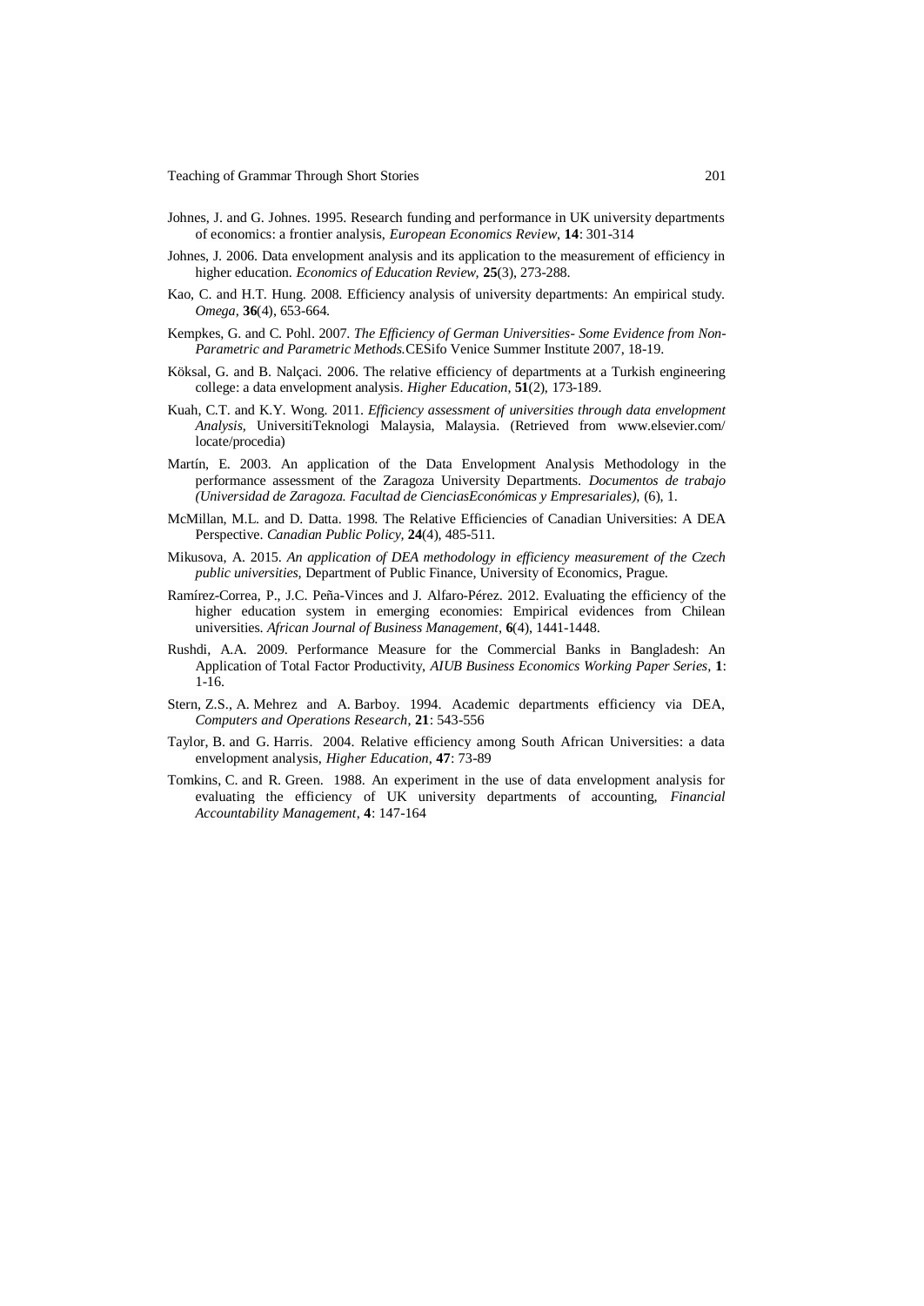Johnes, J. and G. Johnes. 1995. Research funding and performance in UK university departments of economics: a frontier analysis, *European Economics Review*, **14**: 301-314

Johnes, J. 2006. Data envelopment analysis and its application to the measurement of efficiency in higher education. *Economics of Education Review*, **25**(3), 273-288.

Kao, C. and H.T. Hung. 2008. Efficiency analysis of university departments: An empirical study. *Omega*, **36**(4), 653-664.

Kempkes, G. and C. Pohl. 2007. *The Efficiency of German Universities- Some Evidence from Non-Parametric and Parametric Methods.*CESifo Venice Summer Institute 2007, 18-19.

Köksal, G. and B. Nalçaci. 2006. The relative efficiency of departments at a Turkish engineering college: a data envelopment analysis. *Higher Education*, **51**(2), 173-189.

Kuah, C.T. and K.Y. Wong. 2011. *Efficiency assessment of universities through data envelopment Analysis*, UniversitiTeknologi Malaysia, Malaysia. (Retrieved from www.elsevier.com/ locate/procedia)

Martín, E. 2003. An application of the Data Envelopment Analysis Methodology in the performance assessment of the Zaragoza University Departments. *Documentos de trabajo (Universidad de Zaragoza. Facultad de CienciasEconómicas y Empresariales)*, (6), 1.

McMillan, M.L. and D. Datta. 1998. The Relative Efficiencies of Canadian Universities: A DEA Perspective. *Canadian Public Policy*, **24**(4), 485-511.

Mikusova, A. 2015. *An application of DEA methodology in efficiency measurement of the Czech public universities*, Department of Public Finance, University of Economics, Prague.

Ramírez-Correa, P., J.C. Peña-Vinces and J. Alfaro-Pérez. 2012. Evaluating the efficiency of the higher education system in emerging economies: Empirical evidences from Chilean universities. *African Journal of Business Management*, **6**(4), 1441-1448.

Rushdi, A.A. 2009. Performance Measure for the Commercial Banks in Bangladesh: An Application of Total Factor Productivity, *AIUB Business Economics Working Paper Series*, **1**: 1-16.

Stern, Z.S., A. Mehrez and A. Barboy. 1994. Academic departments efficiency via DEA, *Computers and Operations Research*, **21**: 543-556

Taylor, B. and G. Harris. 2004. Relative efficiency among South African Universities: a data envelopment analysis, *Higher Education*, **47**: 73-89

Tomkins, C. and R. Green. 1988. An experiment in the use of data envelopment analysis for evaluating the efficiency of UK university departments of accounting, *Financial Accountability Management*, **4**: 147-164